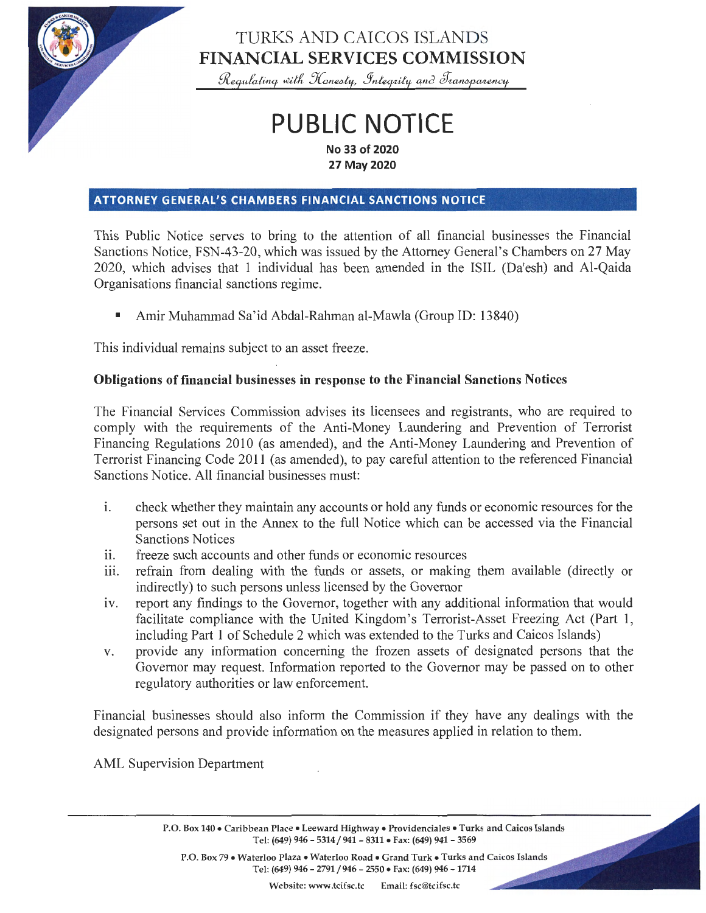# TURKS AND CAICOS ISLANDS
# FINANCIAL SERVICES COMMISSION

*Regulating with Honesty, Integrity and Transparency*

# PUBLIC NOTICE

**No 33 of 2020**
**27 May 2020**

## ATTORNEY GENERAL'S CHAMBERS FINANCIAL SANCTIONS NOTICE

This Public Notice serves to bring to the attention of all financial businesses the Financial Sanctions Notice, FSN-43-20, which was issued by the Attorney General's Chambers on 27 May 2020, which advises that 1 individual has been amended in the ISIL (Da'esh) and Al-Qaida Organisations financial sanctions regime.

- Amir Muhammad Sa'id Abdal-Rahman al-Mawla (Group ID: 13840)

This individual remains subject to an asset freeze.

**Obligations of financial businesses in response to the Financial Sanctions Notices**

The Financial Services Commission advises its licensees and registrants, who are required to comply with the requirements of the Anti-Money Laundering and Prevention of Terrorist Financing Regulations 2010 (as amended), and the Anti-Money Laundering and Prevention of Terrorist Financing Code 2011 (as amended), to pay careful attention to the referenced Financial Sanctions Notice. All financial businesses must:

i. check whether they maintain any accounts or hold any funds or economic resources for the persons set out in the Annex to the full Notice which can be accessed via the Financial Sanctions Notices
ii. freeze such accounts and other funds or economic resources
iii. refrain from dealing with the funds or assets, or making them available (directly or indirectly) to such persons unless licensed by the Governor
iv. report any findings to the Governor, together with any additional information that would facilitate compliance with the United Kingdom's Terrorist-Asset Freezing Act (Part 1, including Part 1 of Schedule 2 which was extended to the Turks and Caicos Islands)
v. provide any information concerning the frozen assets of designated persons that the Governor may request. Information reported to the Governor may be passed on to other regulatory authorities or law enforcement.

Financial businesses should also inform the Commission if they have any dealings with the designated persons and provide information on the measures applied in relation to them.

AML Supervision Department

P.O. Box 140 • Caribbean Place • Leeward Highway • Providenciales • Turks and Caicos Islands
Tel: (649) 946 - 5314 / 941 - 8311 • Fax: (649) 941 - 3569

P.O. Box 79 • Waterloo Plaza • Waterloo Road • Grand Turk • Turks and Caicos Islands
Tel: (649) 946 - 2791 / 946 - 2550 • Fax: (649) 946 - 1714

Website: www.tcifsc.tc Email: fsc@tcifsc.tc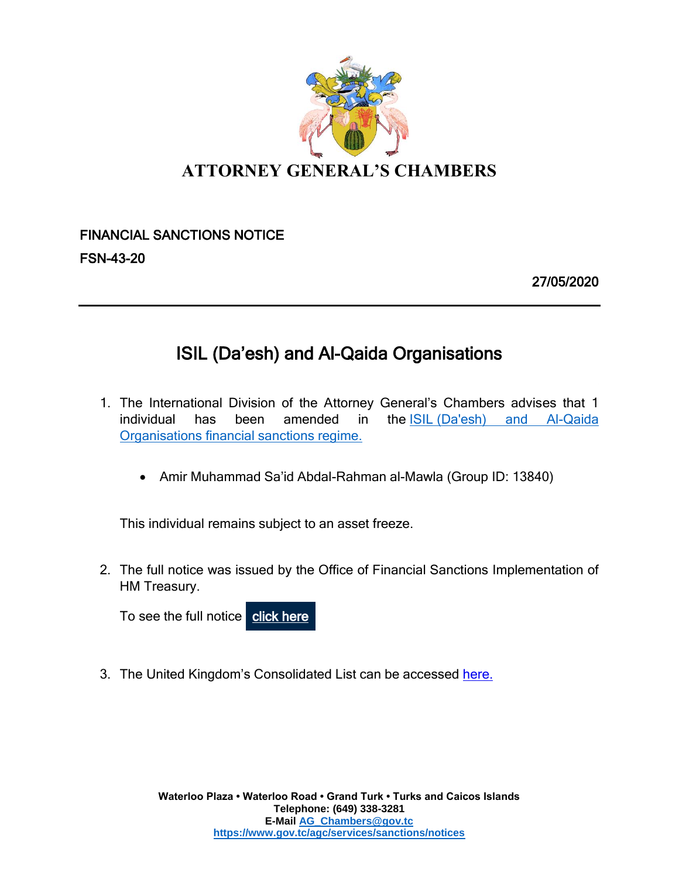# ATTORNEY GENERAL'S CHAMBERS

FINANCIAL SANCTIONS NOTICE

FSN-43-20

27/05/2020

## ISIL (Da'esh) and Al-Qaida Organisations

1. The International Division of the Attorney General's Chambers advises that 1 individual has been amended in the ISIL (Da'esh) and Al-Qaida Organisations financial sanctions regime.

   - Amir Muhammad Sa'id Abdal-Rahman al-Mawla (Group ID: 13840)

   This individual remains subject to an asset freeze.

2. The full notice was issued by the Office of Financial Sanctions Implementation of HM Treasury.

   To see the full notice **click here**

3. The United Kingdom's Consolidated List can be accessed here.

**Waterloo Plaza • Waterloo Road • Grand Turk • Turks and Caicos Islands**
**Telephone: (649) 338-3281**
**E-Mail AG_Chambers@gov.tc**
**https://www.gov.tc/agc/services/sanctions/notices**